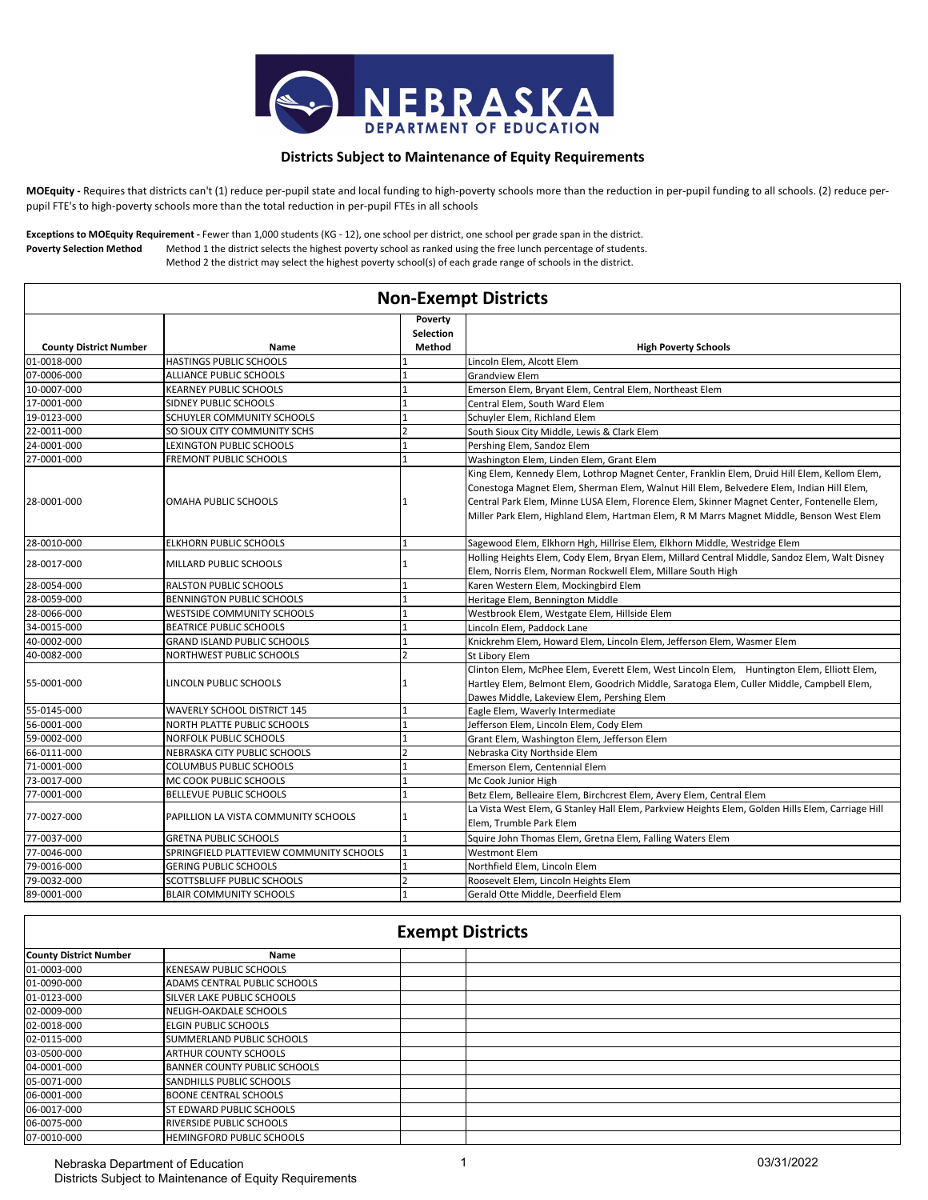## Districts Subject to Maintenance of Equity Requirements

**MOEquity -** Requires that districts can't (1) reduce per-pupil state and local funding to high-poverty schools more than the reduction in per-pupil funding to all schools. (2) reduce per-pupil FTE's to high-poverty schools more than the total reduction in per-pupil FTEs in all schools

**Exceptions to MOEquity Requirement -** Fewer than 1,000 students (KG - 12), one school per district, one school per grade span in the district.

**Poverty Selection Method** Method 1 the district selects the highest poverty school as ranked using the free lunch percentage of students.
Method 2 the district may select the highest poverty school(s) of each grade range of schools in the district.

### Non-Exempt Districts

| County District Number | Name | Poverty Selection Method | High Poverty Schools |
|---|---|---|---|
| 01-0018-000 | HASTINGS PUBLIC SCHOOLS | 1 | Lincoln Elem, Alcott Elem |
| 07-0006-000 | ALLIANCE PUBLIC SCHOOLS | 1 | Grandview Elem |
| 10-0007-000 | KEARNEY PUBLIC SCHOOLS | 1 | Emerson Elem, Bryant Elem, Central Elem, Northeast Elem |
| 17-0001-000 | SIDNEY PUBLIC SCHOOLS | 1 | Central Elem, South Ward Elem |
| 19-0123-000 | SCHUYLER COMMUNITY SCHOOLS | 1 | Schuyler Elem, Richland Elem |
| 22-0011-000 | SO SIOUX CITY COMMUNITY SCHS | 2 | South Sioux City Middle, Lewis & Clark Elem |
| 24-0001-000 | LEXINGTON PUBLIC SCHOOLS | 1 | Pershing Elem, Sandoz Elem |
| 27-0001-000 | FREMONT PUBLIC SCHOOLS | 1 | Washington Elem, Linden Elem, Grant Elem |
| 28-0001-000 | OMAHA PUBLIC SCHOOLS | 1 | King Elem, Kennedy Elem, Lothrop Magnet Center, Franklin Elem, Druid Hill Elem, Kellom Elem, Conestoga Magnet Elem, Sherman Elem, Walnut Hill Elem, Belvedere Elem, Indian Hill Elem, Central Park Elem, Minne LUSA Elem, Florence Elem, Skinner Magnet Center, Fontenelle Elem, Miller Park Elem, Highland Elem, Hartman Elem, R M Marrs Magnet Middle, Benson West Elem |
| 28-0010-000 | ELKHORN PUBLIC SCHOOLS | 1 | Sagewood Elem, Elkhorn Hgh, Hillrise Elem, Elkhorn Middle, Westridge Elem |
| 28-0017-000 | MILLARD PUBLIC SCHOOLS | 1 | Holling Heights Elem, Cody Elem, Bryan Elem, Millard Central Middle, Sandoz Elem, Walt Disney Elem, Norris Elem, Norman Rockwell Elem, Millare South High |
| 28-0054-000 | RALSTON PUBLIC SCHOOLS | 1 | Karen Western Elem, Mockingbird Elem |
| 28-0059-000 | BENNINGTON PUBLIC SCHOOLS | 1 | Heritage Elem, Bennington Middle |
| 28-0066-000 | WESTSIDE COMMUNITY SCHOOLS | 1 | Westbrook Elem, Westgate Elem, Hillside Elem |
| 34-0015-000 | BEATRICE PUBLIC SCHOOLS | 1 | Lincoln Elem, Paddock Lane |
| 40-0002-000 | GRAND ISLAND PUBLIC SCHOOLS | 1 | Knickrehm Elem, Howard Elem, Lincoln Elem, Jefferson Elem, Wasmer Elem |
| 40-0082-000 | NORTHWEST PUBLIC SCHOOLS | 2 | St Libory Elem |
| 55-0001-000 | LINCOLN PUBLIC SCHOOLS | 1 | Clinton Elem, McPhee Elem, Everett Elem, West Lincoln Elem, Huntington Elem, Elliott Elem, Hartley Elem, Belmont Elem, Goodrich Middle, Saratoga Elem, Culler Middle, Campbell Elem, Dawes Middle, Lakeview Elem, Pershing Elem |
| 55-0145-000 | WAVERLY SCHOOL DISTRICT 145 | 1 | Eagle Elem, Waverly Intermediate |
| 56-0001-000 | NORTH PLATTE PUBLIC SCHOOLS | 1 | Jefferson Elem, Lincoln Elem, Cody Elem |
| 59-0002-000 | NORFOLK PUBLIC SCHOOLS | 1 | Grant Elem, Washington Elem, Jefferson Elem |
| 66-0111-000 | NEBRASKA CITY PUBLIC SCHOOLS | 2 | Nebraska City Northside Elem |
| 71-0001-000 | COLUMBUS PUBLIC SCHOOLS | 1 | Emerson Elem, Centennial Elem |
| 73-0017-000 | MC COOK PUBLIC SCHOOLS | 1 | Mc Cook Junior High |
| 77-0001-000 | BELLEVUE PUBLIC SCHOOLS | 1 | Betz Elem, Belleaire Elem, Birchcrest Elem, Avery Elem, Central Elem |
| 77-0027-000 | PAPILLION LA VISTA COMMUNITY SCHOOLS | 1 | La Vista West Elem, G Stanley Hall Elem, Parkview Heights Elem, Golden Hills Elem, Carriage Hill Elem, Trumble Park Elem |
| 77-0037-000 | GRETNA PUBLIC SCHOOLS | 1 | Squire John Thomas Elem, Gretna Elem, Falling Waters Elem |
| 77-0046-000 | SPRINGFIELD PLATTEVIEW COMMUNITY SCHOOLS | 1 | Westmont Elem |
| 79-0016-000 | GERING PUBLIC SCHOOLS | 1 | Northfield Elem, Lincoln Elem |
| 79-0032-000 | SCOTTSBLUFF PUBLIC SCHOOLS | 2 | Roosevelt Elem, Lincoln Heights Elem |
| 89-0001-000 | BLAIR COMMUNITY SCHOOLS | 1 | Gerald Otte Middle, Deerfield Elem |

### Exempt Districts

| County District Number | Name | | |
|---|---|---|---|
| 01-0003-000 | KENESAW PUBLIC SCHOOLS | | |
| 01-0090-000 | ADAMS CENTRAL PUBLIC SCHOOLS | | |
| 01-0123-000 | SILVER LAKE PUBLIC SCHOOLS | | |
| 02-0009-000 | NELIGH-OAKDALE SCHOOLS | | |
| 02-0018-000 | ELGIN PUBLIC SCHOOLS | | |
| 02-0115-000 | SUMMERLAND PUBLIC SCHOOLS | | |
| 03-0500-000 | ARTHUR COUNTY SCHOOLS | | |
| 04-0001-000 | BANNER COUNTY PUBLIC SCHOOLS | | |
| 05-0071-000 | SANDHILLS PUBLIC SCHOOLS | | |
| 06-0001-000 | BOONE CENTRAL SCHOOLS | | |
| 06-0017-000 | ST EDWARD PUBLIC SCHOOLS | | |
| 06-0075-000 | RIVERSIDE PUBLIC SCHOOLS | | |
| 07-0010-000 | HEMINGFORD PUBLIC SCHOOLS | | |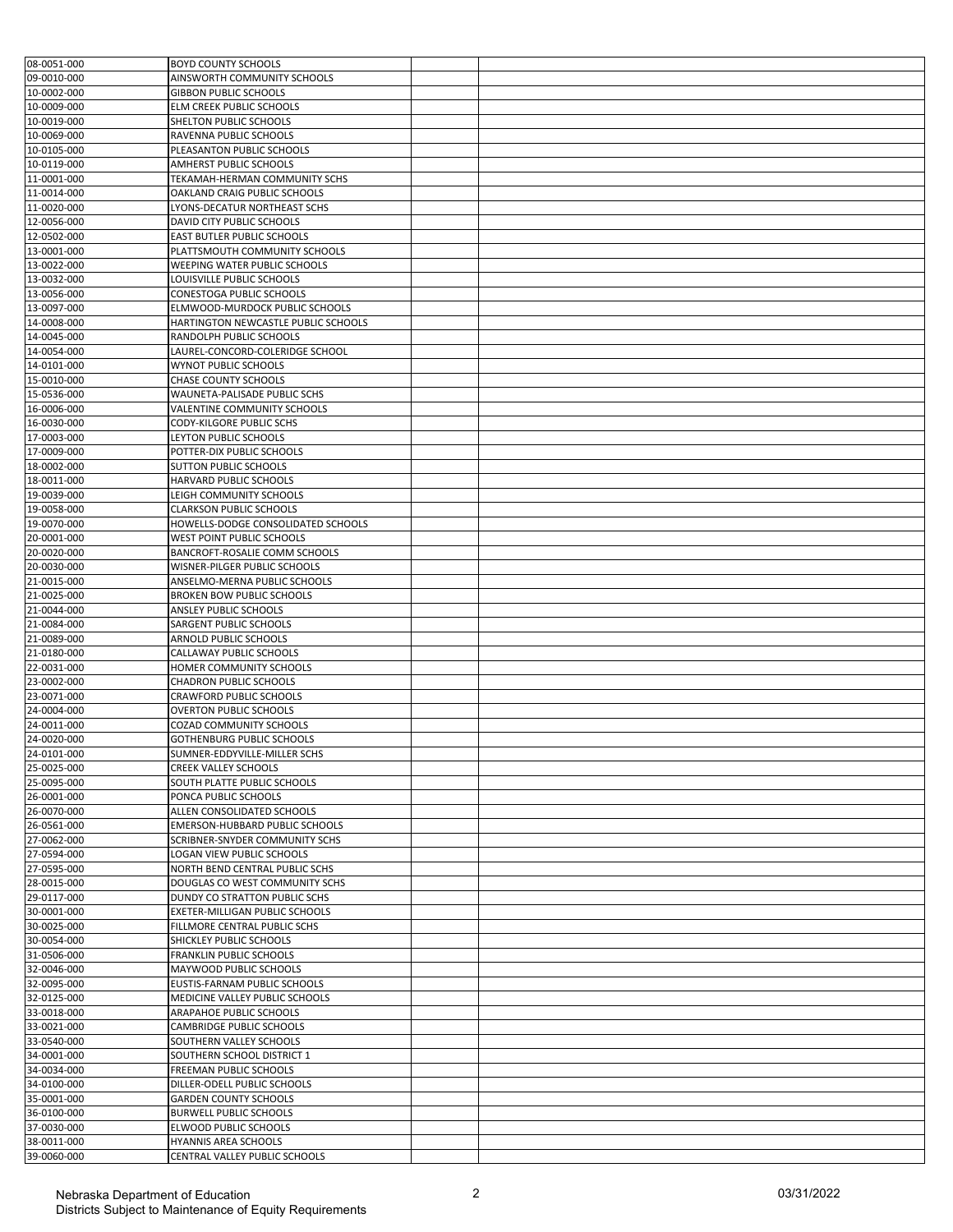| | | | |
|---|---|---|---|
| 08-0051-000 | BOYD COUNTY SCHOOLS | | |
| 09-0010-000 | AINSWORTH COMMUNITY SCHOOLS | | |
| 10-0002-000 | GIBBON PUBLIC SCHOOLS | | |
| 10-0009-000 | ELM CREEK PUBLIC SCHOOLS | | |
| 10-0019-000 | SHELTON PUBLIC SCHOOLS | | |
| 10-0069-000 | RAVENNA PUBLIC SCHOOLS | | |
| 10-0105-000 | PLEASANTON PUBLIC SCHOOLS | | |
| 10-0119-000 | AMHERST PUBLIC SCHOOLS | | |
| 11-0001-000 | TEKAMAH-HERMAN COMMUNITY SCHS | | |
| 11-0014-000 | OAKLAND CRAIG PUBLIC SCHOOLS | | |
| 11-0020-000 | LYONS-DECATUR NORTHEAST SCHS | | |
| 12-0056-000 | DAVID CITY PUBLIC SCHOOLS | | |
| 12-0502-000 | EAST BUTLER PUBLIC SCHOOLS | | |
| 13-0001-000 | PLATTSMOUTH COMMUNITY SCHOOLS | | |
| 13-0022-000 | WEEPING WATER PUBLIC SCHOOLS | | |
| 13-0032-000 | LOUISVILLE PUBLIC SCHOOLS | | |
| 13-0056-000 | CONESTOGA PUBLIC SCHOOLS | | |
| 13-0097-000 | ELMWOOD-MURDOCK PUBLIC SCHOOLS | | |
| 14-0008-000 | HARTINGTON NEWCASTLE PUBLIC SCHOOLS | | |
| 14-0045-000 | RANDOLPH PUBLIC SCHOOLS | | |
| 14-0054-000 | LAUREL-CONCORD-COLERIDGE SCHOOL | | |
| 14-0101-000 | WYNOT PUBLIC SCHOOLS | | |
| 15-0010-000 | CHASE COUNTY SCHOOLS | | |
| 15-0536-000 | WAUNETA-PALISADE PUBLIC SCHS | | |
| 16-0006-000 | VALENTINE COMMUNITY SCHOOLS | | |
| 16-0030-000 | CODY-KILGORE PUBLIC SCHS | | |
| 17-0003-000 | LEYTON PUBLIC SCHOOLS | | |
| 17-0009-000 | POTTER-DIX PUBLIC SCHOOLS | | |
| 18-0002-000 | SUTTON PUBLIC SCHOOLS | | |
| 18-0011-000 | HARVARD PUBLIC SCHOOLS | | |
| 19-0039-000 | LEIGH COMMUNITY SCHOOLS | | |
| 19-0058-000 | CLARKSON PUBLIC SCHOOLS | | |
| 19-0070-000 | HOWELLS-DODGE CONSOLIDATED SCHOOLS | | |
| 20-0001-000 | WEST POINT PUBLIC SCHOOLS | | |
| 20-0020-000 | BANCROFT-ROSALIE COMM SCHOOLS | | |
| 20-0030-000 | WISNER-PILGER PUBLIC SCHOOLS | | |
| 21-0015-000 | ANSELMO-MERNA PUBLIC SCHOOLS | | |
| 21-0025-000 | BROKEN BOW PUBLIC SCHOOLS | | |
| 21-0044-000 | ANSLEY PUBLIC SCHOOLS | | |
| 21-0084-000 | SARGENT PUBLIC SCHOOLS | | |
| 21-0089-000 | ARNOLD PUBLIC SCHOOLS | | |
| 21-0180-000 | CALLAWAY PUBLIC SCHOOLS | | |
| 22-0031-000 | HOMER COMMUNITY SCHOOLS | | |
| 23-0002-000 | CHADRON PUBLIC SCHOOLS | | |
| 23-0071-000 | CRAWFORD PUBLIC SCHOOLS | | |
| 24-0004-000 | OVERTON PUBLIC SCHOOLS | | |
| 24-0011-000 | COZAD COMMUNITY SCHOOLS | | |
| 24-0020-000 | GOTHENBURG PUBLIC SCHOOLS | | |
| 24-0101-000 | SUMNER-EDDYVILLE-MILLER SCHS | | |
| 25-0025-000 | CREEK VALLEY SCHOOLS | | |
| 25-0095-000 | SOUTH PLATTE PUBLIC SCHOOLS | | |
| 26-0001-000 | PONCA PUBLIC SCHOOLS | | |
| 26-0070-000 | ALLEN CONSOLIDATED SCHOOLS | | |
| 26-0561-000 | EMERSON-HUBBARD PUBLIC SCHOOLS | | |
| 27-0062-000 | SCRIBNER-SNYDER COMMUNITY SCHS | | |
| 27-0594-000 | LOGAN VIEW PUBLIC SCHOOLS | | |
| 27-0595-000 | NORTH BEND CENTRAL PUBLIC SCHS | | |
| 28-0015-000 | DOUGLAS CO WEST COMMUNITY SCHS | | |
| 29-0117-000 | DUNDY CO STRATTON PUBLIC SCHS | | |
| 30-0001-000 | EXETER-MILLIGAN PUBLIC SCHOOLS | | |
| 30-0025-000 | FILLMORE CENTRAL PUBLIC SCHS | | |
| 30-0054-000 | SHICKLEY PUBLIC SCHOOLS | | |
| 31-0506-000 | FRANKLIN PUBLIC SCHOOLS | | |
| 32-0046-000 | MAYWOOD PUBLIC SCHOOLS | | |
| 32-0095-000 | EUSTIS-FARNAM PUBLIC SCHOOLS | | |
| 32-0125-000 | MEDICINE VALLEY PUBLIC SCHOOLS | | |
| 33-0018-000 | ARAPAHOE PUBLIC SCHOOLS | | |
| 33-0021-000 | CAMBRIDGE PUBLIC SCHOOLS | | |
| 33-0540-000 | SOUTHERN VALLEY SCHOOLS | | |
| 34-0001-000 | SOUTHERN SCHOOL DISTRICT 1 | | |
| 34-0034-000 | FREEMAN PUBLIC SCHOOLS | | |
| 34-0100-000 | DILLER-ODELL PUBLIC SCHOOLS | | |
| 35-0001-000 | GARDEN COUNTY SCHOOLS | | |
| 36-0100-000 | BURWELL PUBLIC SCHOOLS | | |
| 37-0030-000 | ELWOOD PUBLIC SCHOOLS | | |
| 38-0011-000 | HYANNIS AREA SCHOOLS | | |
| 39-0060-000 | CENTRAL VALLEY PUBLIC SCHOOLS | | |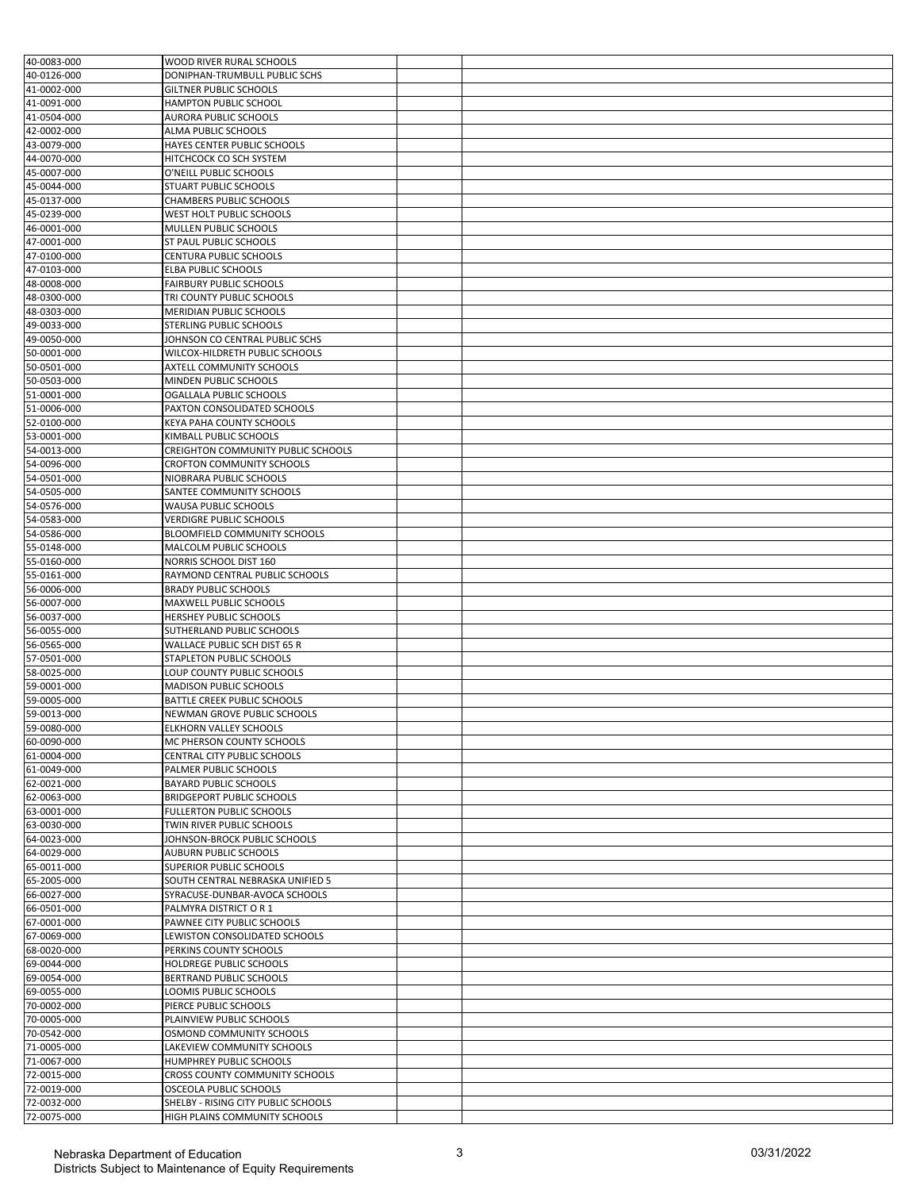| | | | |
|---|---|---|---|
| 40-0083-000 | WOOD RIVER RURAL SCHOOLS | | |
| 40-0126-000 | DONIPHAN-TRUMBULL PUBLIC SCHS | | |
| 41-0002-000 | GILTNER PUBLIC SCHOOLS | | |
| 41-0091-000 | HAMPTON PUBLIC SCHOOL | | |
| 41-0504-000 | AURORA PUBLIC SCHOOLS | | |
| 42-0002-000 | ALMA PUBLIC SCHOOLS | | |
| 43-0079-000 | HAYES CENTER PUBLIC SCHOOLS | | |
| 44-0070-000 | HITCHCOCK CO SCH SYSTEM | | |
| 45-0007-000 | O'NEILL PUBLIC SCHOOLS | | |
| 45-0044-000 | STUART PUBLIC SCHOOLS | | |
| 45-0137-000 | CHAMBERS PUBLIC SCHOOLS | | |
| 45-0239-000 | WEST HOLT PUBLIC SCHOOLS | | |
| 46-0001-000 | MULLEN PUBLIC SCHOOLS | | |
| 47-0001-000 | ST PAUL PUBLIC SCHOOLS | | |
| 47-0100-000 | CENTURA PUBLIC SCHOOLS | | |
| 47-0103-000 | ELBA PUBLIC SCHOOLS | | |
| 48-0008-000 | FAIRBURY PUBLIC SCHOOLS | | |
| 48-0300-000 | TRI COUNTY PUBLIC SCHOOLS | | |
| 48-0303-000 | MERIDIAN PUBLIC SCHOOLS | | |
| 49-0033-000 | STERLING PUBLIC SCHOOLS | | |
| 49-0050-000 | JOHNSON CO CENTRAL PUBLIC SCHS | | |
| 50-0001-000 | WILCOX-HILDRETH PUBLIC SCHOOLS | | |
| 50-0501-000 | AXTELL COMMUNITY SCHOOLS | | |
| 50-0503-000 | MINDEN PUBLIC SCHOOLS | | |
| 51-0001-000 | OGALLALA PUBLIC SCHOOLS | | |
| 51-0006-000 | PAXTON CONSOLIDATED SCHOOLS | | |
| 52-0100-000 | KEYA PAHA COUNTY SCHOOLS | | |
| 53-0001-000 | KIMBALL PUBLIC SCHOOLS | | |
| 54-0013-000 | CREIGHTON COMMUNITY PUBLIC SCHOOLS | | |
| 54-0096-000 | CROFTON COMMUNITY SCHOOLS | | |
| 54-0501-000 | NIOBRARA PUBLIC SCHOOLS | | |
| 54-0505-000 | SANTEE COMMUNITY SCHOOLS | | |
| 54-0576-000 | WAUSA PUBLIC SCHOOLS | | |
| 54-0583-000 | VERDIGRE PUBLIC SCHOOLS | | |
| 54-0586-000 | BLOOMFIELD COMMUNITY SCHOOLS | | |
| 55-0148-000 | MALCOLM PUBLIC SCHOOLS | | |
| 55-0160-000 | NORRIS SCHOOL DIST 160 | | |
| 55-0161-000 | RAYMOND CENTRAL PUBLIC SCHOOLS | | |
| 56-0006-000 | BRADY PUBLIC SCHOOLS | | |
| 56-0007-000 | MAXWELL PUBLIC SCHOOLS | | |
| 56-0037-000 | HERSHEY PUBLIC SCHOOLS | | |
| 56-0055-000 | SUTHERLAND PUBLIC SCHOOLS | | |
| 56-0565-000 | WALLACE PUBLIC SCH DIST 65 R | | |
| 57-0501-000 | STAPLETON PUBLIC SCHOOLS | | |
| 58-0025-000 | LOUP COUNTY PUBLIC SCHOOLS | | |
| 59-0001-000 | MADISON PUBLIC SCHOOLS | | |
| 59-0005-000 | BATTLE CREEK PUBLIC SCHOOLS | | |
| 59-0013-000 | NEWMAN GROVE PUBLIC SCHOOLS | | |
| 59-0080-000 | ELKHORN VALLEY SCHOOLS | | |
| 60-0090-000 | MC PHERSON COUNTY SCHOOLS | | |
| 61-0004-000 | CENTRAL CITY PUBLIC SCHOOLS | | |
| 61-0049-000 | PALMER PUBLIC SCHOOLS | | |
| 62-0021-000 | BAYARD PUBLIC SCHOOLS | | |
| 62-0063-000 | BRIDGEPORT PUBLIC SCHOOLS | | |
| 63-0001-000 | FULLERTON PUBLIC SCHOOLS | | |
| 63-0030-000 | TWIN RIVER PUBLIC SCHOOLS | | |
| 64-0023-000 | JOHNSON-BROCK PUBLIC SCHOOLS | | |
| 64-0029-000 | AUBURN PUBLIC SCHOOLS | | |
| 65-0011-000 | SUPERIOR PUBLIC SCHOOLS | | |
| 65-2005-000 | SOUTH CENTRAL NEBRASKA UNIFIED 5 | | |
| 66-0027-000 | SYRACUSE-DUNBAR-AVOCA SCHOOLS | | |
| 66-0501-000 | PALMYRA DISTRICT O R 1 | | |
| 67-0001-000 | PAWNEE CITY PUBLIC SCHOOLS | | |
| 67-0069-000 | LEWISTON CONSOLIDATED SCHOOLS | | |
| 68-0020-000 | PERKINS COUNTY SCHOOLS | | |
| 69-0044-000 | HOLDREGE PUBLIC SCHOOLS | | |
| 69-0054-000 | BERTRAND PUBLIC SCHOOLS | | |
| 69-0055-000 | LOOMIS PUBLIC SCHOOLS | | |
| 70-0002-000 | PIERCE PUBLIC SCHOOLS | | |
| 70-0005-000 | PLAINVIEW PUBLIC SCHOOLS | | |
| 70-0542-000 | OSMOND COMMUNITY SCHOOLS | | |
| 71-0005-000 | LAKEVIEW COMMUNITY SCHOOLS | | |
| 71-0067-000 | HUMPHREY PUBLIC SCHOOLS | | |
| 72-0015-000 | CROSS COUNTY COMMUNITY SCHOOLS | | |
| 72-0019-000 | OSCEOLA PUBLIC SCHOOLS | | |
| 72-0032-000 | SHELBY - RISING CITY PUBLIC SCHOOLS | | |
| 72-0075-000 | HIGH PLAINS COMMUNITY SCHOOLS | | |

Nebraska Department of Education
Districts Subject to Maintenance of Equity Requirements

03/31/2022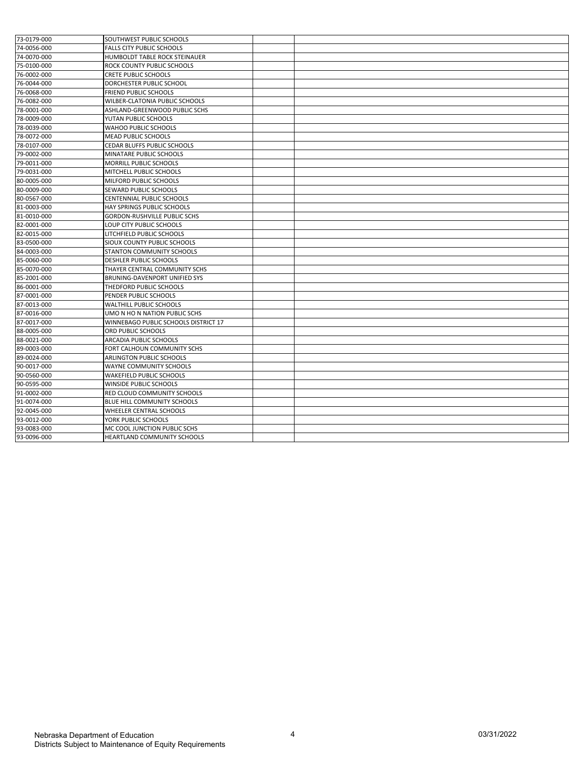| | | | |
|---|---|---|---|
| 73-0179-000 | SOUTHWEST PUBLIC SCHOOLS | | |
| 74-0056-000 | FALLS CITY PUBLIC SCHOOLS | | |
| 74-0070-000 | HUMBOLDT TABLE ROCK STEINAUER | | |
| 75-0100-000 | ROCK COUNTY PUBLIC SCHOOLS | | |
| 76-0002-000 | CRETE PUBLIC SCHOOLS | | |
| 76-0044-000 | DORCHESTER PUBLIC SCHOOL | | |
| 76-0068-000 | FRIEND PUBLIC SCHOOLS | | |
| 76-0082-000 | WILBER-CLATONIA PUBLIC SCHOOLS | | |
| 78-0001-000 | ASHLAND-GREENWOOD PUBLIC SCHS | | |
| 78-0009-000 | YUTAN PUBLIC SCHOOLS | | |
| 78-0039-000 | WAHOO PUBLIC SCHOOLS | | |
| 78-0072-000 | MEAD PUBLIC SCHOOLS | | |
| 78-0107-000 | CEDAR BLUFFS PUBLIC SCHOOLS | | |
| 79-0002-000 | MINATARE PUBLIC SCHOOLS | | |
| 79-0011-000 | MORRILL PUBLIC SCHOOLS | | |
| 79-0031-000 | MITCHELL PUBLIC SCHOOLS | | |
| 80-0005-000 | MILFORD PUBLIC SCHOOLS | | |
| 80-0009-000 | SEWARD PUBLIC SCHOOLS | | |
| 80-0567-000 | CENTENNIAL PUBLIC SCHOOLS | | |
| 81-0003-000 | HAY SPRINGS PUBLIC SCHOOLS | | |
| 81-0010-000 | GORDON-RUSHVILLE PUBLIC SCHS | | |
| 82-0001-000 | LOUP CITY PUBLIC SCHOOLS | | |
| 82-0015-000 | LITCHFIELD PUBLIC SCHOOLS | | |
| 83-0500-000 | SIOUX COUNTY PUBLIC SCHOOLS | | |
| 84-0003-000 | STANTON COMMUNITY SCHOOLS | | |
| 85-0060-000 | DESHLER PUBLIC SCHOOLS | | |
| 85-0070-000 | THAYER CENTRAL COMMUNITY SCHS | | |
| 85-2001-000 | BRUNING-DAVENPORT UNIFIED SYS | | |
| 86-0001-000 | THEDFORD PUBLIC SCHOOLS | | |
| 87-0001-000 | PENDER PUBLIC SCHOOLS | | |
| 87-0013-000 | WALTHILL PUBLIC SCHOOLS | | |
| 87-0016-000 | UMO N HO N NATION PUBLIC SCHS | | |
| 87-0017-000 | WINNEBAGO PUBLIC SCHOOLS DISTRICT 17 | | |
| 88-0005-000 | ORD PUBLIC SCHOOLS | | |
| 88-0021-000 | ARCADIA PUBLIC SCHOOLS | | |
| 89-0003-000 | FORT CALHOUN COMMUNITY SCHS | | |
| 89-0024-000 | ARLINGTON PUBLIC SCHOOLS | | |
| 90-0017-000 | WAYNE COMMUNITY SCHOOLS | | |
| 90-0560-000 | WAKEFIELD PUBLIC SCHOOLS | | |
| 90-0595-000 | WINSIDE PUBLIC SCHOOLS | | |
| 91-0002-000 | RED CLOUD COMMUNITY SCHOOLS | | |
| 91-0074-000 | BLUE HILL COMMUNITY SCHOOLS | | |
| 92-0045-000 | WHEELER CENTRAL SCHOOLS | | |
| 93-0012-000 | YORK PUBLIC SCHOOLS | | |
| 93-0083-000 | MC COOL JUNCTION PUBLIC SCHS | | |
| 93-0096-000 | HEARTLAND COMMUNITY SCHOOLS | | |